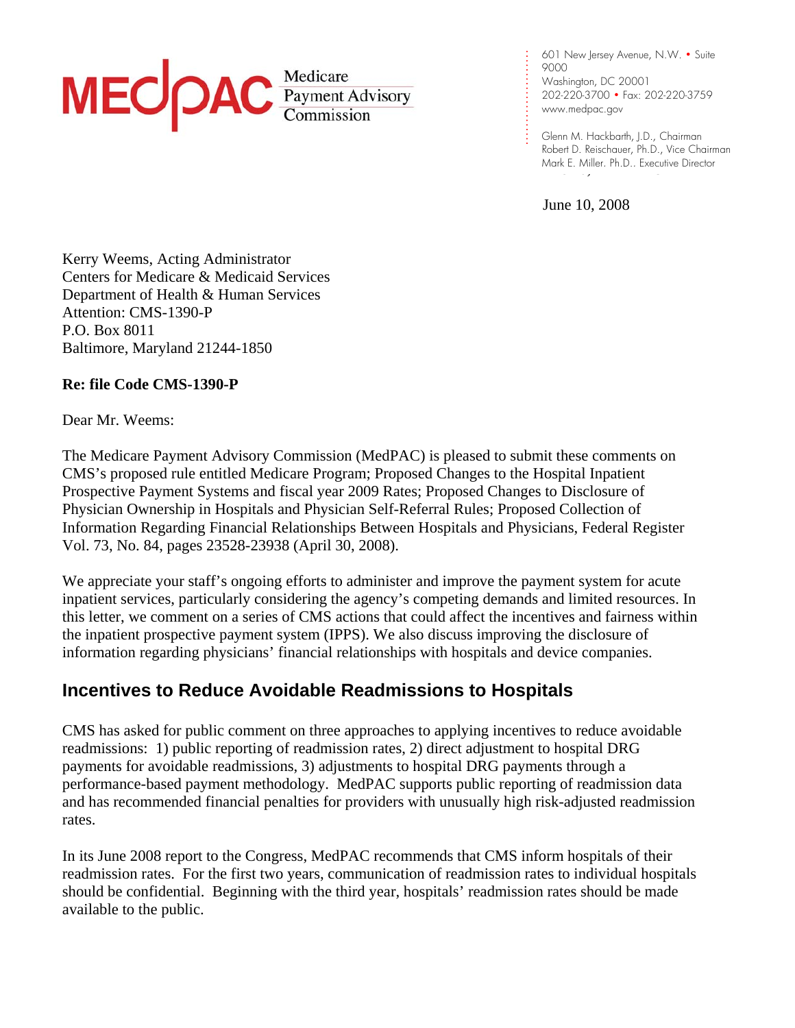MEDPAC Medicare Payment Advisory Commission

601 New Jersey Avenue, N.W. • Suite 9000
Washington, DC 20001
202-220-3700 • Fax: 202-220-3759
www.medpac.gov

Glenn M. Hackbarth, J.D., Chairman
Robert D. Reischauer, Ph.D., Vice Chairman
Mark E. Miller. Ph.D.. Executive Director

June 10, 2008

Kerry Weems, Acting Administrator
Centers for Medicare & Medicaid Services
Department of Health & Human Services
Attention: CMS-1390-P
P.O. Box 8011
Baltimore, Maryland 21244-1850

**Re: file Code CMS-1390-P**

Dear Mr. Weems:

The Medicare Payment Advisory Commission (MedPAC) is pleased to submit these comments on CMS's proposed rule entitled Medicare Program; Proposed Changes to the Hospital Inpatient Prospective Payment Systems and fiscal year 2009 Rates; Proposed Changes to Disclosure of Physician Ownership in Hospitals and Physician Self-Referral Rules; Proposed Collection of Information Regarding Financial Relationships Between Hospitals and Physicians, Federal Register Vol. 73, No. 84, pages 23528-23938 (April 30, 2008).

We appreciate your staff's ongoing efforts to administer and improve the payment system for acute inpatient services, particularly considering the agency's competing demands and limited resources. In this letter, we comment on a series of CMS actions that could affect the incentives and fairness within the inpatient prospective payment system (IPPS). We also discuss improving the disclosure of information regarding physicians' financial relationships with hospitals and device companies.

## Incentives to Reduce Avoidable Readmissions to Hospitals

CMS has asked for public comment on three approaches to applying incentives to reduce avoidable readmissions: 1) public reporting of readmission rates, 2) direct adjustment to hospital DRG payments for avoidable readmissions, 3) adjustments to hospital DRG payments through a performance-based payment methodology. MedPAC supports public reporting of readmission data and has recommended financial penalties for providers with unusually high risk-adjusted readmission rates.

In its June 2008 report to the Congress, MedPAC recommends that CMS inform hospitals of their readmission rates. For the first two years, communication of readmission rates to individual hospitals should be confidential. Beginning with the third year, hospitals' readmission rates should be made available to the public.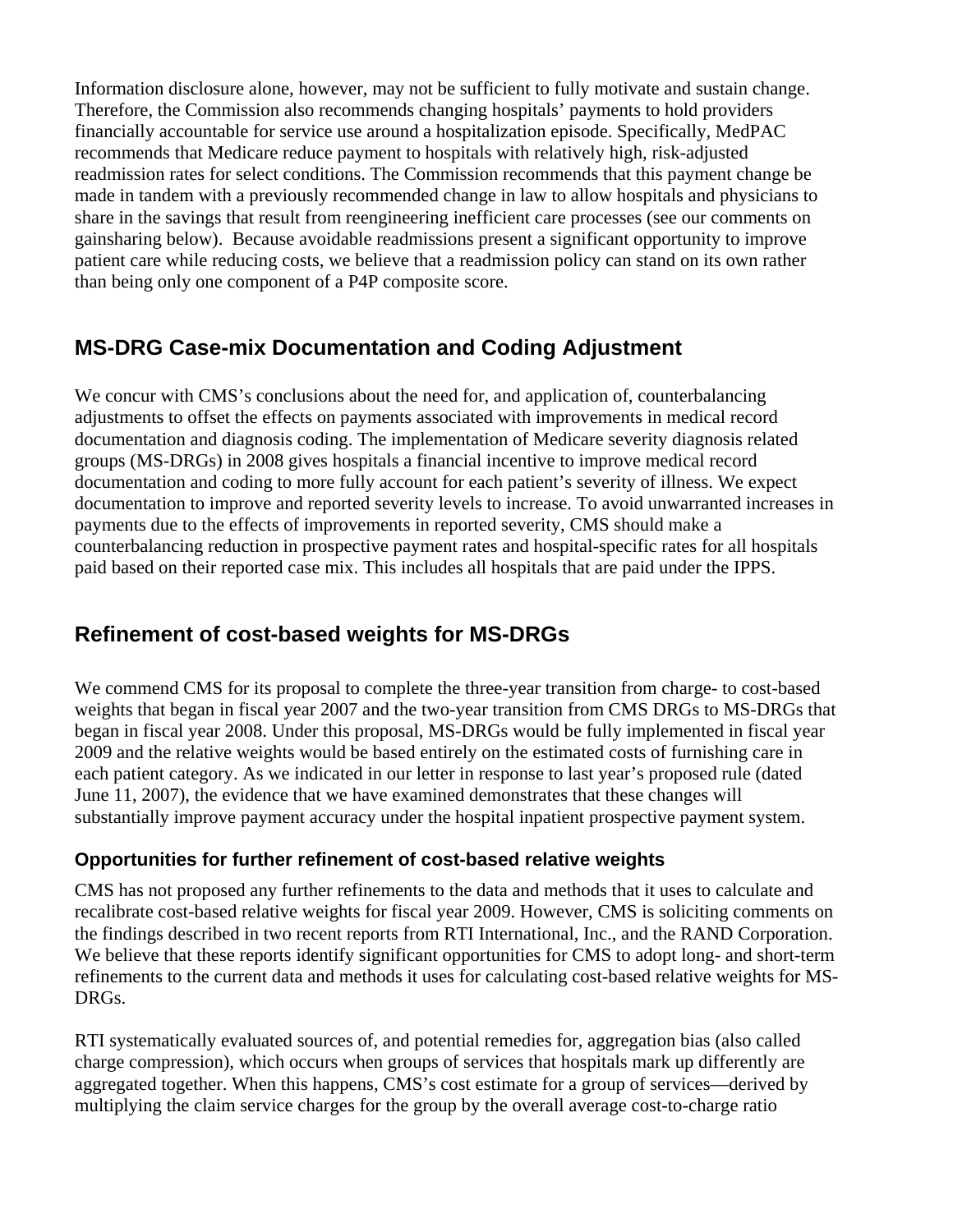Information disclosure alone, however, may not be sufficient to fully motivate and sustain change. Therefore, the Commission also recommends changing hospitals' payments to hold providers financially accountable for service use around a hospitalization episode. Specifically, MedPAC recommends that Medicare reduce payment to hospitals with relatively high, risk-adjusted readmission rates for select conditions. The Commission recommends that this payment change be made in tandem with a previously recommended change in law to allow hospitals and physicians to share in the savings that result from reengineering inefficient care processes (see our comments on gainsharing below). Because avoidable readmissions present a significant opportunity to improve patient care while reducing costs, we believe that a readmission policy can stand on its own rather than being only one component of a P4P composite score.

## MS-DRG Case-mix Documentation and Coding Adjustment

We concur with CMS's conclusions about the need for, and application of, counterbalancing adjustments to offset the effects on payments associated with improvements in medical record documentation and diagnosis coding. The implementation of Medicare severity diagnosis related groups (MS-DRGs) in 2008 gives hospitals a financial incentive to improve medical record documentation and coding to more fully account for each patient's severity of illness. We expect documentation to improve and reported severity levels to increase. To avoid unwarranted increases in payments due to the effects of improvements in reported severity, CMS should make a counterbalancing reduction in prospective payment rates and hospital-specific rates for all hospitals paid based on their reported case mix. This includes all hospitals that are paid under the IPPS.

## Refinement of cost-based weights for MS-DRGs

We commend CMS for its proposal to complete the three-year transition from charge- to cost-based weights that began in fiscal year 2007 and the two-year transition from CMS DRGs to MS-DRGs that began in fiscal year 2008. Under this proposal, MS-DRGs would be fully implemented in fiscal year 2009 and the relative weights would be based entirely on the estimated costs of furnishing care in each patient category. As we indicated in our letter in response to last year's proposed rule (dated June 11, 2007), the evidence that we have examined demonstrates that these changes will substantially improve payment accuracy under the hospital inpatient prospective payment system.

### Opportunities for further refinement of cost-based relative weights

CMS has not proposed any further refinements to the data and methods that it uses to calculate and recalibrate cost-based relative weights for fiscal year 2009. However, CMS is soliciting comments on the findings described in two recent reports from RTI International, Inc., and the RAND Corporation. We believe that these reports identify significant opportunities for CMS to adopt long- and short-term refinements to the current data and methods it uses for calculating cost-based relative weights for MS-DRGs.

RTI systematically evaluated sources of, and potential remedies for, aggregation bias (also called charge compression), which occurs when groups of services that hospitals mark up differently are aggregated together. When this happens, CMS's cost estimate for a group of services—derived by multiplying the claim service charges for the group by the overall average cost-to-charge ratio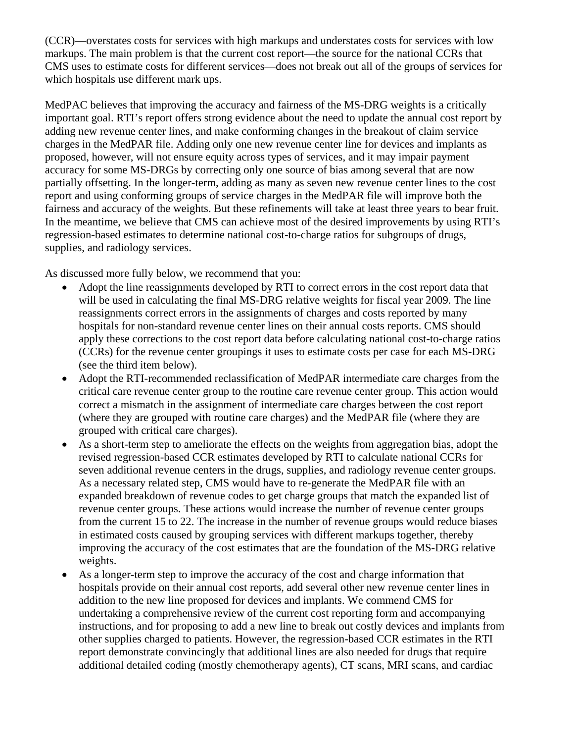(CCR)—overstates costs for services with high markups and understates costs for services with low markups. The main problem is that the current cost report—the source for the national CCRs that CMS uses to estimate costs for different services—does not break out all of the groups of services for which hospitals use different mark ups.

MedPAC believes that improving the accuracy and fairness of the MS-DRG weights is a critically important goal. RTI's report offers strong evidence about the need to update the annual cost report by adding new revenue center lines, and make conforming changes in the breakout of claim service charges in the MedPAR file. Adding only one new revenue center line for devices and implants as proposed, however, will not ensure equity across types of services, and it may impair payment accuracy for some MS-DRGs by correcting only one source of bias among several that are now partially offsetting. In the longer-term, adding as many as seven new revenue center lines to the cost report and using conforming groups of service charges in the MedPAR file will improve both the fairness and accuracy of the weights. But these refinements will take at least three years to bear fruit. In the meantime, we believe that CMS can achieve most of the desired improvements by using RTI's regression-based estimates to determine national cost-to-charge ratios for subgroups of drugs, supplies, and radiology services.

As discussed more fully below, we recommend that you:

- Adopt the line reassignments developed by RTI to correct errors in the cost report data that will be used in calculating the final MS-DRG relative weights for fiscal year 2009. The line reassignments correct errors in the assignments of charges and costs reported by many hospitals for non-standard revenue center lines on their annual costs reports. CMS should apply these corrections to the cost report data before calculating national cost-to-charge ratios (CCRs) for the revenue center groupings it uses to estimate costs per case for each MS-DRG (see the third item below).
- Adopt the RTI-recommended reclassification of MedPAR intermediate care charges from the critical care revenue center group to the routine care revenue center group. This action would correct a mismatch in the assignment of intermediate care charges between the cost report (where they are grouped with routine care charges) and the MedPAR file (where they are grouped with critical care charges).
- As a short-term step to ameliorate the effects on the weights from aggregation bias, adopt the revised regression-based CCR estimates developed by RTI to calculate national CCRs for seven additional revenue centers in the drugs, supplies, and radiology revenue center groups. As a necessary related step, CMS would have to re-generate the MedPAR file with an expanded breakdown of revenue codes to get charge groups that match the expanded list of revenue center groups. These actions would increase the number of revenue center groups from the current 15 to 22. The increase in the number of revenue groups would reduce biases in estimated costs caused by grouping services with different markups together, thereby improving the accuracy of the cost estimates that are the foundation of the MS-DRG relative weights.
- As a longer-term step to improve the accuracy of the cost and charge information that hospitals provide on their annual cost reports, add several other new revenue center lines in addition to the new line proposed for devices and implants. We commend CMS for undertaking a comprehensive review of the current cost reporting form and accompanying instructions, and for proposing to add a new line to break out costly devices and implants from other supplies charged to patients. However, the regression-based CCR estimates in the RTI report demonstrate convincingly that additional lines are also needed for drugs that require additional detailed coding (mostly chemotherapy agents), CT scans, MRI scans, and cardiac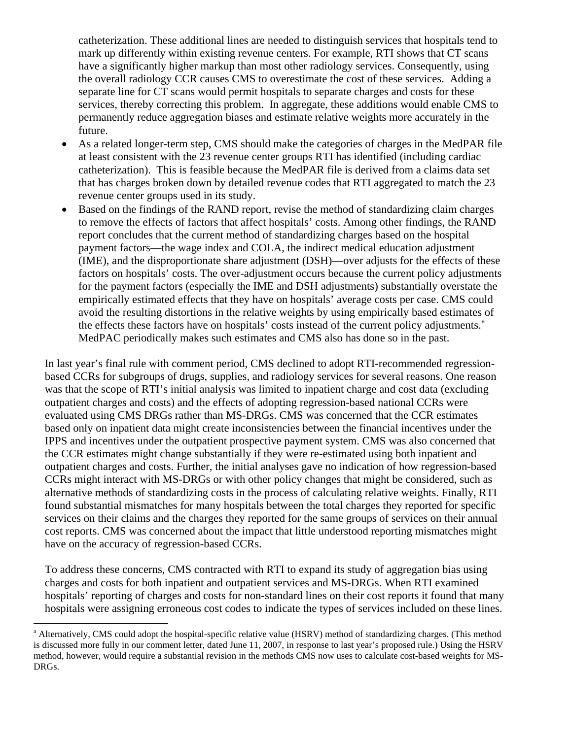catheterization. These additional lines are needed to distinguish services that hospitals tend to mark up differently within existing revenue centers. For example, RTI shows that CT scans have a significantly higher markup than most other radiology services. Consequently, using the overall radiology CCR causes CMS to overestimate the cost of these services. Adding a separate line for CT scans would permit hospitals to separate charges and costs for these services, thereby correcting this problem. In aggregate, these additions would enable CMS to permanently reduce aggregation biases and estimate relative weights more accurately in the future.

- As a related longer-term step, CMS should make the categories of charges in the MedPAR file at least consistent with the 23 revenue center groups RTI has identified (including cardiac catheterization). This is feasible because the MedPAR file is derived from a claims data set that has charges broken down by detailed revenue codes that RTI aggregated to match the 23 revenue center groups used in its study.
- Based on the findings of the RAND report, revise the method of standardizing claim charges to remove the effects of factors that affect hospitals' costs. Among other findings, the RAND report concludes that the current method of standardizing charges based on the hospital payment factors—the wage index and COLA, the indirect medical education adjustment (IME), and the disproportionate share adjustment (DSH)—over adjusts for the effects of these factors on hospitals' costs. The over-adjustment occurs because the current policy adjustments for the payment factors (especially the IME and DSH adjustments) substantially overstate the empirically estimated effects that they have on hospitals' average costs per case. CMS could avoid the resulting distortions in the relative weights by using empirically based estimates of the effects these factors have on hospitals' costs instead of the current policy adjustments.[a] MedPAC periodically makes such estimates and CMS also has done so in the past.

In last year's final rule with comment period, CMS declined to adopt RTI-recommended regression-based CCRs for subgroups of drugs, supplies, and radiology services for several reasons. One reason was that the scope of RTI's initial analysis was limited to inpatient charge and cost data (excluding outpatient charges and costs) and the effects of adopting regression-based national CCRs were evaluated using CMS DRGs rather than MS-DRGs. CMS was concerned that the CCR estimates based only on inpatient data might create inconsistencies between the financial incentives under the IPPS and incentives under the outpatient prospective payment system. CMS was also concerned that the CCR estimates might change substantially if they were re-estimated using both inpatient and outpatient charges and costs. Further, the initial analyses gave no indication of how regression-based CCRs might interact with MS-DRGs or with other policy changes that might be considered, such as alternative methods of standardizing costs in the process of calculating relative weights. Finally, RTI found substantial mismatches for many hospitals between the total charges they reported for specific services on their claims and the charges they reported for the same groups of services on their annual cost reports. CMS was concerned about the impact that little understood reporting mismatches might have on the accuracy of regression-based CCRs.

To address these concerns, CMS contracted with RTI to expand its study of aggregation bias using charges and costs for both inpatient and outpatient services and MS-DRGs. When RTI examined hospitals' reporting of charges and costs for non-standard lines on their cost reports it found that many hospitals were assigning erroneous cost codes to indicate the types of services included on these lines.

---

[a] Alternatively, CMS could adopt the hospital-specific relative value (HSRV) method of standardizing charges. (This method is discussed more fully in our comment letter, dated June 11, 2007, in response to last year's proposed rule.) Using the HSRV method, however, would require a substantial revision in the methods CMS now uses to calculate cost-based weights for MS-DRGs.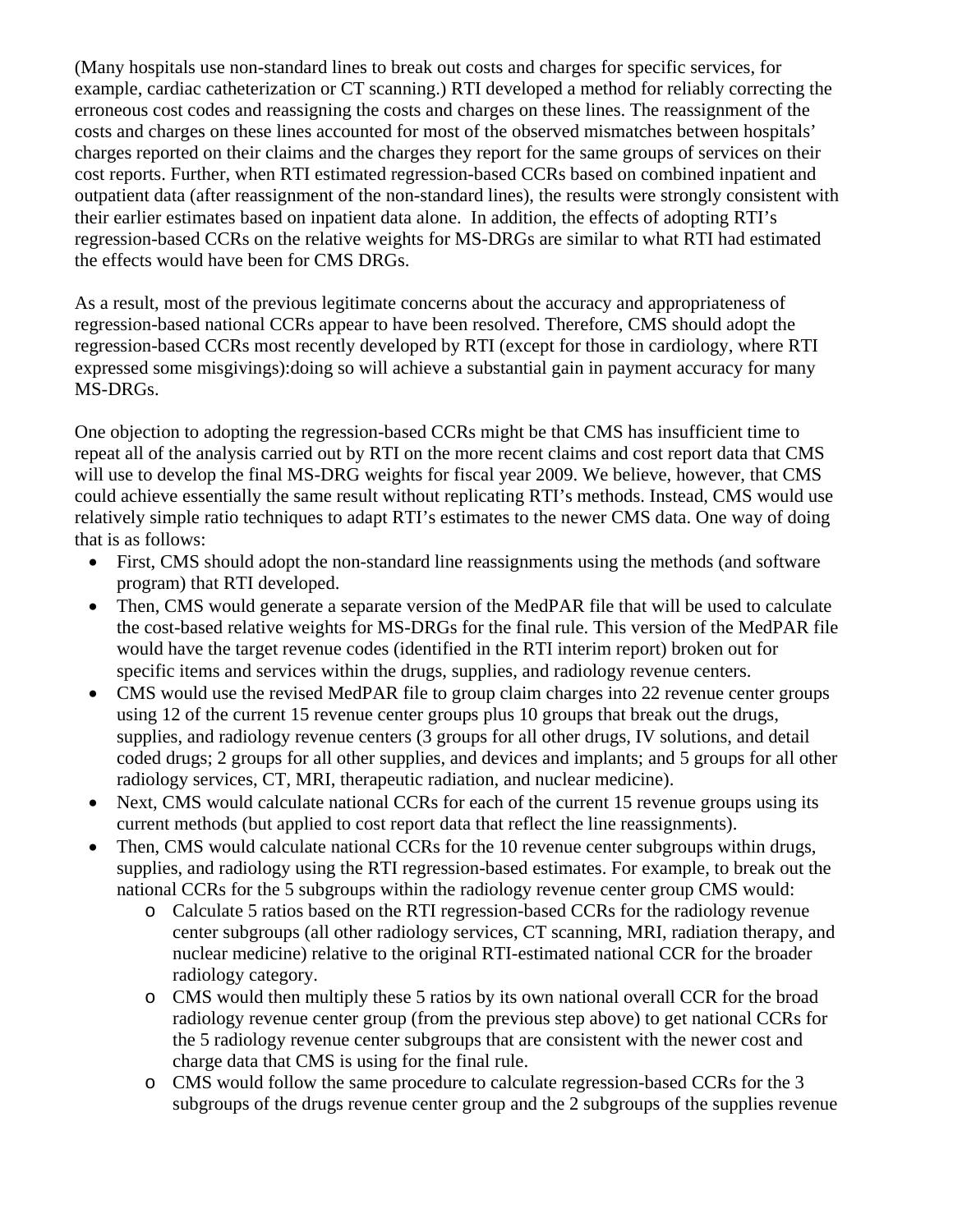(Many hospitals use non-standard lines to break out costs and charges for specific services, for example, cardiac catheterization or CT scanning.) RTI developed a method for reliably correcting the erroneous cost codes and reassigning the costs and charges on these lines. The reassignment of the costs and charges on these lines accounted for most of the observed mismatches between hospitals' charges reported on their claims and the charges they report for the same groups of services on their cost reports. Further, when RTI estimated regression-based CCRs based on combined inpatient and outpatient data (after reassignment of the non-standard lines), the results were strongly consistent with their earlier estimates based on inpatient data alone. In addition, the effects of adopting RTI's regression-based CCRs on the relative weights for MS-DRGs are similar to what RTI had estimated the effects would have been for CMS DRGs.

As a result, most of the previous legitimate concerns about the accuracy and appropriateness of regression-based national CCRs appear to have been resolved. Therefore, CMS should adopt the regression-based CCRs most recently developed by RTI (except for those in cardiology, where RTI expressed some misgivings):doing so will achieve a substantial gain in payment accuracy for many MS-DRGs.

One objection to adopting the regression-based CCRs might be that CMS has insufficient time to repeat all of the analysis carried out by RTI on the more recent claims and cost report data that CMS will use to develop the final MS-DRG weights for fiscal year 2009. We believe, however, that CMS could achieve essentially the same result without replicating RTI's methods. Instead, CMS would use relatively simple ratio techniques to adapt RTI's estimates to the newer CMS data. One way of doing that is as follows:

- First, CMS should adopt the non-standard line reassignments using the methods (and software program) that RTI developed.
- Then, CMS would generate a separate version of the MedPAR file that will be used to calculate the cost-based relative weights for MS-DRGs for the final rule. This version of the MedPAR file would have the target revenue codes (identified in the RTI interim report) broken out for specific items and services within the drugs, supplies, and radiology revenue centers.
- CMS would use the revised MedPAR file to group claim charges into 22 revenue center groups using 12 of the current 15 revenue center groups plus 10 groups that break out the drugs, supplies, and radiology revenue centers (3 groups for all other drugs, IV solutions, and detail coded drugs; 2 groups for all other supplies, and devices and implants; and 5 groups for all other radiology services, CT, MRI, therapeutic radiation, and nuclear medicine).
- Next, CMS would calculate national CCRs for each of the current 15 revenue groups using its current methods (but applied to cost report data that reflect the line reassignments).
- Then, CMS would calculate national CCRs for the 10 revenue center subgroups within drugs, supplies, and radiology using the RTI regression-based estimates. For example, to break out the national CCRs for the 5 subgroups within the radiology revenue center group CMS would:
  - Calculate 5 ratios based on the RTI regression-based CCRs for the radiology revenue center subgroups (all other radiology services, CT scanning, MRI, radiation therapy, and nuclear medicine) relative to the original RTI-estimated national CCR for the broader radiology category.
  - CMS would then multiply these 5 ratios by its own national overall CCR for the broad radiology revenue center group (from the previous step above) to get national CCRs for the 5 radiology revenue center subgroups that are consistent with the newer cost and charge data that CMS is using for the final rule.
  - CMS would follow the same procedure to calculate regression-based CCRs for the 3 subgroups of the drugs revenue center group and the 2 subgroups of the supplies revenue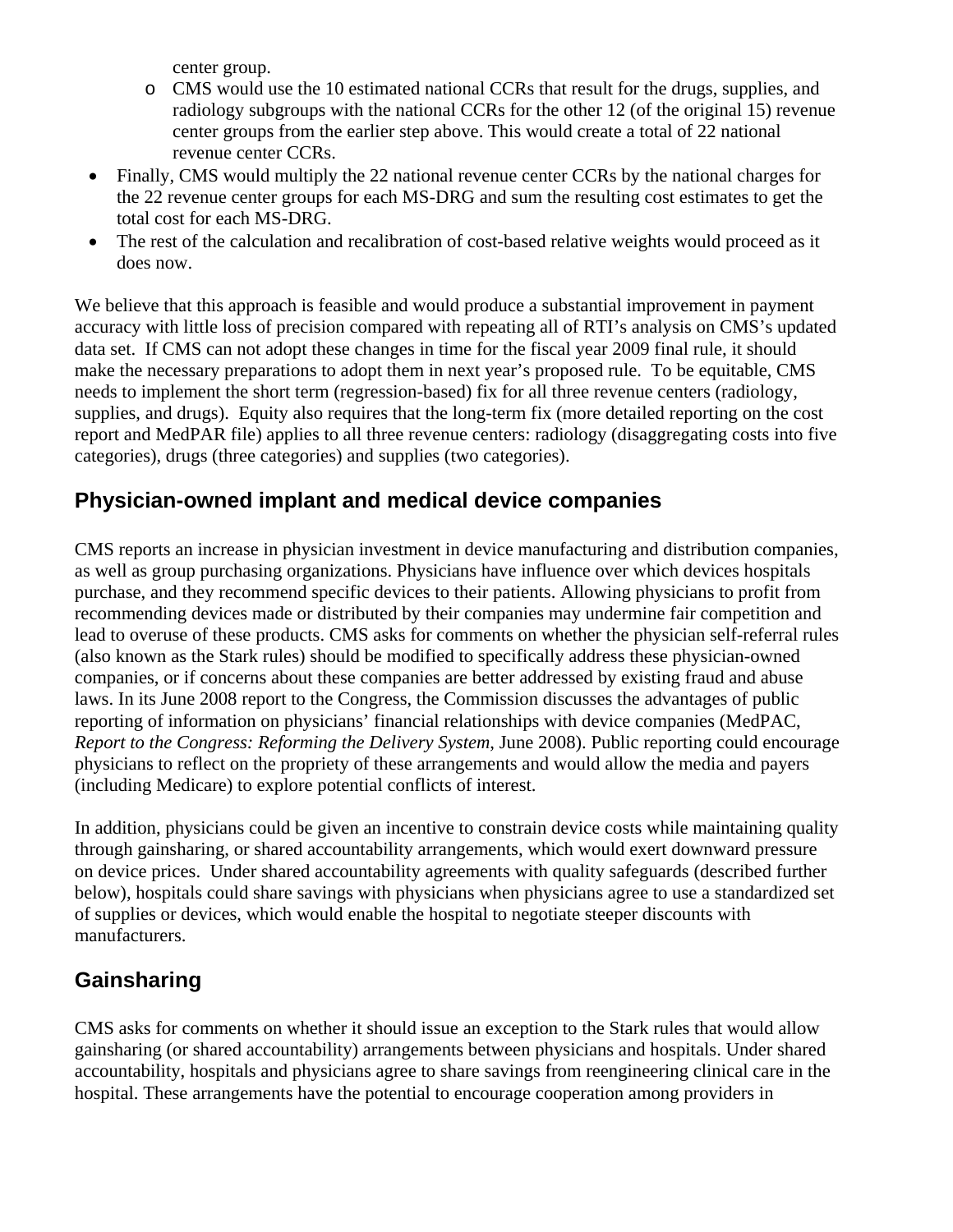center group.

- CMS would use the 10 estimated national CCRs that result for the drugs, supplies, and radiology subgroups with the national CCRs for the other 12 (of the original 15) revenue center groups from the earlier step above. This would create a total of 22 national revenue center CCRs.

- Finally, CMS would multiply the 22 national revenue center CCRs by the national charges for the 22 revenue center groups for each MS-DRG and sum the resulting cost estimates to get the total cost for each MS-DRG.
- The rest of the calculation and recalibration of cost-based relative weights would proceed as it does now.

We believe that this approach is feasible and would produce a substantial improvement in payment accuracy with little loss of precision compared with repeating all of RTI's analysis on CMS's updated data set. If CMS can not adopt these changes in time for the fiscal year 2009 final rule, it should make the necessary preparations to adopt them in next year's proposed rule. To be equitable, CMS needs to implement the short term (regression-based) fix for all three revenue centers (radiology, supplies, and drugs). Equity also requires that the long-term fix (more detailed reporting on the cost report and MedPAR file) applies to all three revenue centers: radiology (disaggregating costs into five categories), drugs (three categories) and supplies (two categories).

## Physician-owned implant and medical device companies

CMS reports an increase in physician investment in device manufacturing and distribution companies, as well as group purchasing organizations. Physicians have influence over which devices hospitals purchase, and they recommend specific devices to their patients. Allowing physicians to profit from recommending devices made or distributed by their companies may undermine fair competition and lead to overuse of these products. CMS asks for comments on whether the physician self-referral rules (also known as the Stark rules) should be modified to specifically address these physician-owned companies, or if concerns about these companies are better addressed by existing fraud and abuse laws. In its June 2008 report to the Congress, the Commission discusses the advantages of public reporting of information on physicians' financial relationships with device companies (MedPAC, *Report to the Congress: Reforming the Delivery System*, June 2008). Public reporting could encourage physicians to reflect on the propriety of these arrangements and would allow the media and payers (including Medicare) to explore potential conflicts of interest.

In addition, physicians could be given an incentive to constrain device costs while maintaining quality through gainsharing, or shared accountability arrangements, which would exert downward pressure on device prices. Under shared accountability agreements with quality safeguards (described further below), hospitals could share savings with physicians when physicians agree to use a standardized set of supplies or devices, which would enable the hospital to negotiate steeper discounts with manufacturers.

## Gainsharing

CMS asks for comments on whether it should issue an exception to the Stark rules that would allow gainsharing (or shared accountability) arrangements between physicians and hospitals. Under shared accountability, hospitals and physicians agree to share savings from reengineering clinical care in the hospital. These arrangements have the potential to encourage cooperation among providers in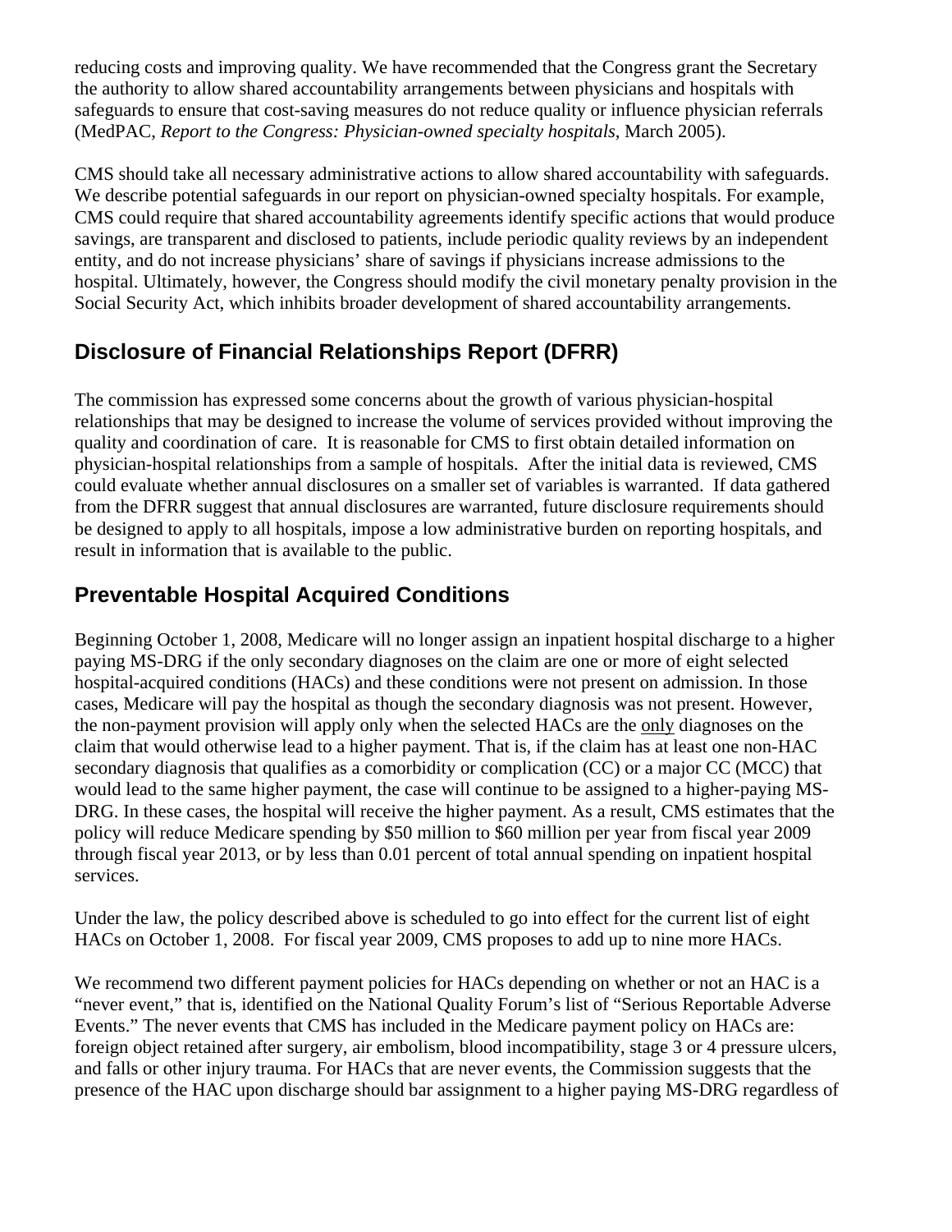reducing costs and improving quality. We have recommended that the Congress grant the Secretary the authority to allow shared accountability arrangements between physicians and hospitals with safeguards to ensure that cost-saving measures do not reduce quality or influence physician referrals (MedPAC, *Report to the Congress: Physician-owned specialty hospitals*, March 2005).

CMS should take all necessary administrative actions to allow shared accountability with safeguards. We describe potential safeguards in our report on physician-owned specialty hospitals. For example, CMS could require that shared accountability agreements identify specific actions that would produce savings, are transparent and disclosed to patients, include periodic quality reviews by an independent entity, and do not increase physicians' share of savings if physicians increase admissions to the hospital. Ultimately, however, the Congress should modify the civil monetary penalty provision in the Social Security Act, which inhibits broader development of shared accountability arrangements.

## Disclosure of Financial Relationships Report (DFRR)

The commission has expressed some concerns about the growth of various physician-hospital relationships that may be designed to increase the volume of services provided without improving the quality and coordination of care. It is reasonable for CMS to first obtain detailed information on physician-hospital relationships from a sample of hospitals. After the initial data is reviewed, CMS could evaluate whether annual disclosures on a smaller set of variables is warranted. If data gathered from the DFRR suggest that annual disclosures are warranted, future disclosure requirements should be designed to apply to all hospitals, impose a low administrative burden on reporting hospitals, and result in information that is available to the public.

## Preventable Hospital Acquired Conditions

Beginning October 1, 2008, Medicare will no longer assign an inpatient hospital discharge to a higher paying MS-DRG if the only secondary diagnoses on the claim are one or more of eight selected hospital-acquired conditions (HACs) and these conditions were not present on admission. In those cases, Medicare will pay the hospital as though the secondary diagnosis was not present. However, the non-payment provision will apply only when the selected HACs are the <u>only</u> diagnoses on the claim that would otherwise lead to a higher payment. That is, if the claim has at least one non-HAC secondary diagnosis that qualifies as a comorbidity or complication (CC) or a major CC (MCC) that would lead to the same higher payment, the case will continue to be assigned to a higher-paying MS-DRG. In these cases, the hospital will receive the higher payment. As a result, CMS estimates that the policy will reduce Medicare spending by $50 million to $60 million per year from fiscal year 2009 through fiscal year 2013, or by less than 0.01 percent of total annual spending on inpatient hospital services.

Under the law, the policy described above is scheduled to go into effect for the current list of eight HACs on October 1, 2008. For fiscal year 2009, CMS proposes to add up to nine more HACs.

We recommend two different payment policies for HACs depending on whether or not an HAC is a "never event," that is, identified on the National Quality Forum's list of "Serious Reportable Adverse Events." The never events that CMS has included in the Medicare payment policy on HACs are: foreign object retained after surgery, air embolism, blood incompatibility, stage 3 or 4 pressure ulcers, and falls or other injury trauma. For HACs that are never events, the Commission suggests that the presence of the HAC upon discharge should bar assignment to a higher paying MS-DRG regardless of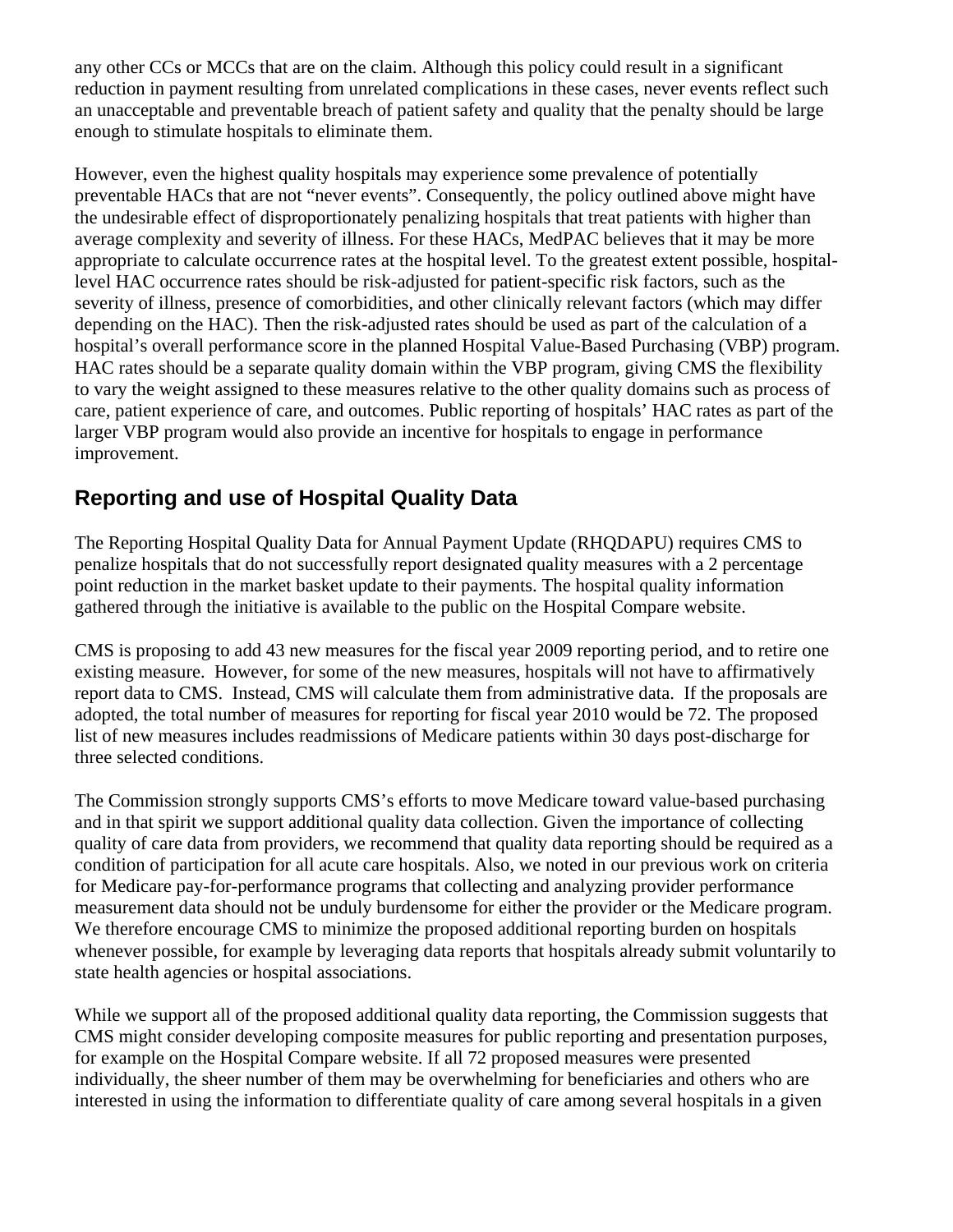any other CCs or MCCs that are on the claim. Although this policy could result in a significant reduction in payment resulting from unrelated complications in these cases, never events reflect such an unacceptable and preventable breach of patient safety and quality that the penalty should be large enough to stimulate hospitals to eliminate them.

However, even the highest quality hospitals may experience some prevalence of potentially preventable HACs that are not "never events". Consequently, the policy outlined above might have the undesirable effect of disproportionately penalizing hospitals that treat patients with higher than average complexity and severity of illness. For these HACs, MedPAC believes that it may be more appropriate to calculate occurrence rates at the hospital level. To the greatest extent possible, hospital-level HAC occurrence rates should be risk-adjusted for patient-specific risk factors, such as the severity of illness, presence of comorbidities, and other clinically relevant factors (which may differ depending on the HAC). Then the risk-adjusted rates should be used as part of the calculation of a hospital's overall performance score in the planned Hospital Value-Based Purchasing (VBP) program. HAC rates should be a separate quality domain within the VBP program, giving CMS the flexibility to vary the weight assigned to these measures relative to the other quality domains such as process of care, patient experience of care, and outcomes. Public reporting of hospitals' HAC rates as part of the larger VBP program would also provide an incentive for hospitals to engage in performance improvement.

## Reporting and use of Hospital Quality Data

The Reporting Hospital Quality Data for Annual Payment Update (RHQDAPU) requires CMS to penalize hospitals that do not successfully report designated quality measures with a 2 percentage point reduction in the market basket update to their payments. The hospital quality information gathered through the initiative is available to the public on the Hospital Compare website.

CMS is proposing to add 43 new measures for the fiscal year 2009 reporting period, and to retire one existing measure. However, for some of the new measures, hospitals will not have to affirmatively report data to CMS. Instead, CMS will calculate them from administrative data. If the proposals are adopted, the total number of measures for reporting for fiscal year 2010 would be 72. The proposed list of new measures includes readmissions of Medicare patients within 30 days post-discharge for three selected conditions.

The Commission strongly supports CMS's efforts to move Medicare toward value-based purchasing and in that spirit we support additional quality data collection. Given the importance of collecting quality of care data from providers, we recommend that quality data reporting should be required as a condition of participation for all acute care hospitals. Also, we noted in our previous work on criteria for Medicare pay-for-performance programs that collecting and analyzing provider performance measurement data should not be unduly burdensome for either the provider or the Medicare program. We therefore encourage CMS to minimize the proposed additional reporting burden on hospitals whenever possible, for example by leveraging data reports that hospitals already submit voluntarily to state health agencies or hospital associations.

While we support all of the proposed additional quality data reporting, the Commission suggests that CMS might consider developing composite measures for public reporting and presentation purposes, for example on the Hospital Compare website. If all 72 proposed measures were presented individually, the sheer number of them may be overwhelming for beneficiaries and others who are interested in using the information to differentiate quality of care among several hospitals in a given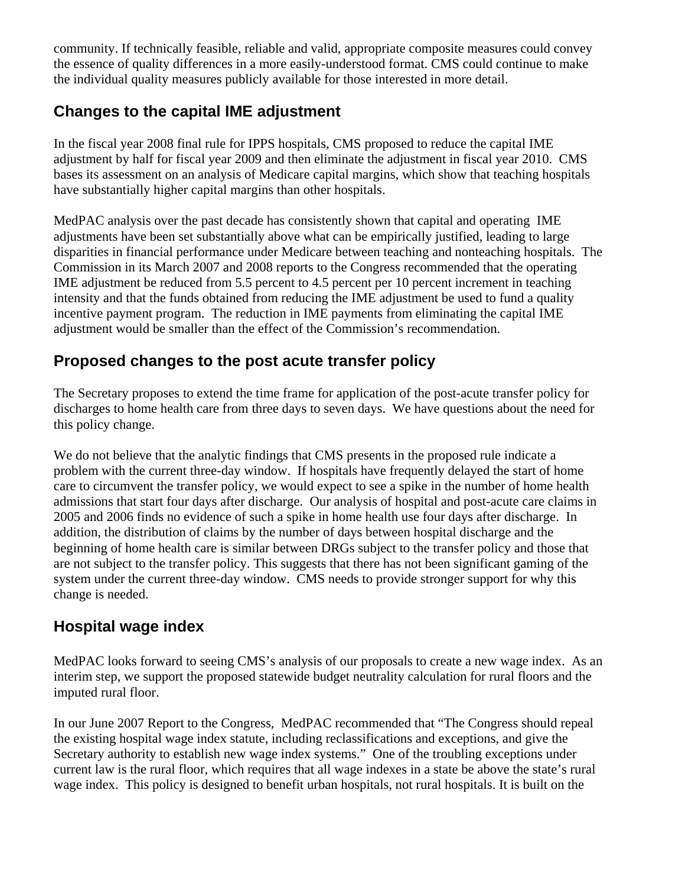community. If technically feasible, reliable and valid, appropriate composite measures could convey the essence of quality differences in a more easily-understood format. CMS could continue to make the individual quality measures publicly available for those interested in more detail.

## Changes to the capital IME adjustment

In the fiscal year 2008 final rule for IPPS hospitals, CMS proposed to reduce the capital IME adjustment by half for fiscal year 2009 and then eliminate the adjustment in fiscal year 2010. CMS bases its assessment on an analysis of Medicare capital margins, which show that teaching hospitals have substantially higher capital margins than other hospitals.

MedPAC analysis over the past decade has consistently shown that capital and operating IME adjustments have been set substantially above what can be empirically justified, leading to large disparities in financial performance under Medicare between teaching and nonteaching hospitals. The Commission in its March 2007 and 2008 reports to the Congress recommended that the operating IME adjustment be reduced from 5.5 percent to 4.5 percent per 10 percent increment in teaching intensity and that the funds obtained from reducing the IME adjustment be used to fund a quality incentive payment program. The reduction in IME payments from eliminating the capital IME adjustment would be smaller than the effect of the Commission's recommendation.

## Proposed changes to the post acute transfer policy

The Secretary proposes to extend the time frame for application of the post-acute transfer policy for discharges to home health care from three days to seven days. We have questions about the need for this policy change.

We do not believe that the analytic findings that CMS presents in the proposed rule indicate a problem with the current three-day window. If hospitals have frequently delayed the start of home care to circumvent the transfer policy, we would expect to see a spike in the number of home health admissions that start four days after discharge. Our analysis of hospital and post-acute care claims in 2005 and 2006 finds no evidence of such a spike in home health use four days after discharge. In addition, the distribution of claims by the number of days between hospital discharge and the beginning of home health care is similar between DRGs subject to the transfer policy and those that are not subject to the transfer policy. This suggests that there has not been significant gaming of the system under the current three-day window. CMS needs to provide stronger support for why this change is needed.

## Hospital wage index

MedPAC looks forward to seeing CMS's analysis of our proposals to create a new wage index. As an interim step, we support the proposed statewide budget neutrality calculation for rural floors and the imputed rural floor.

In our June 2007 Report to the Congress, MedPAC recommended that "The Congress should repeal the existing hospital wage index statute, including reclassifications and exceptions, and give the Secretary authority to establish new wage index systems." One of the troubling exceptions under current law is the rural floor, which requires that all wage indexes in a state be above the state's rural wage index. This policy is designed to benefit urban hospitals, not rural hospitals. It is built on the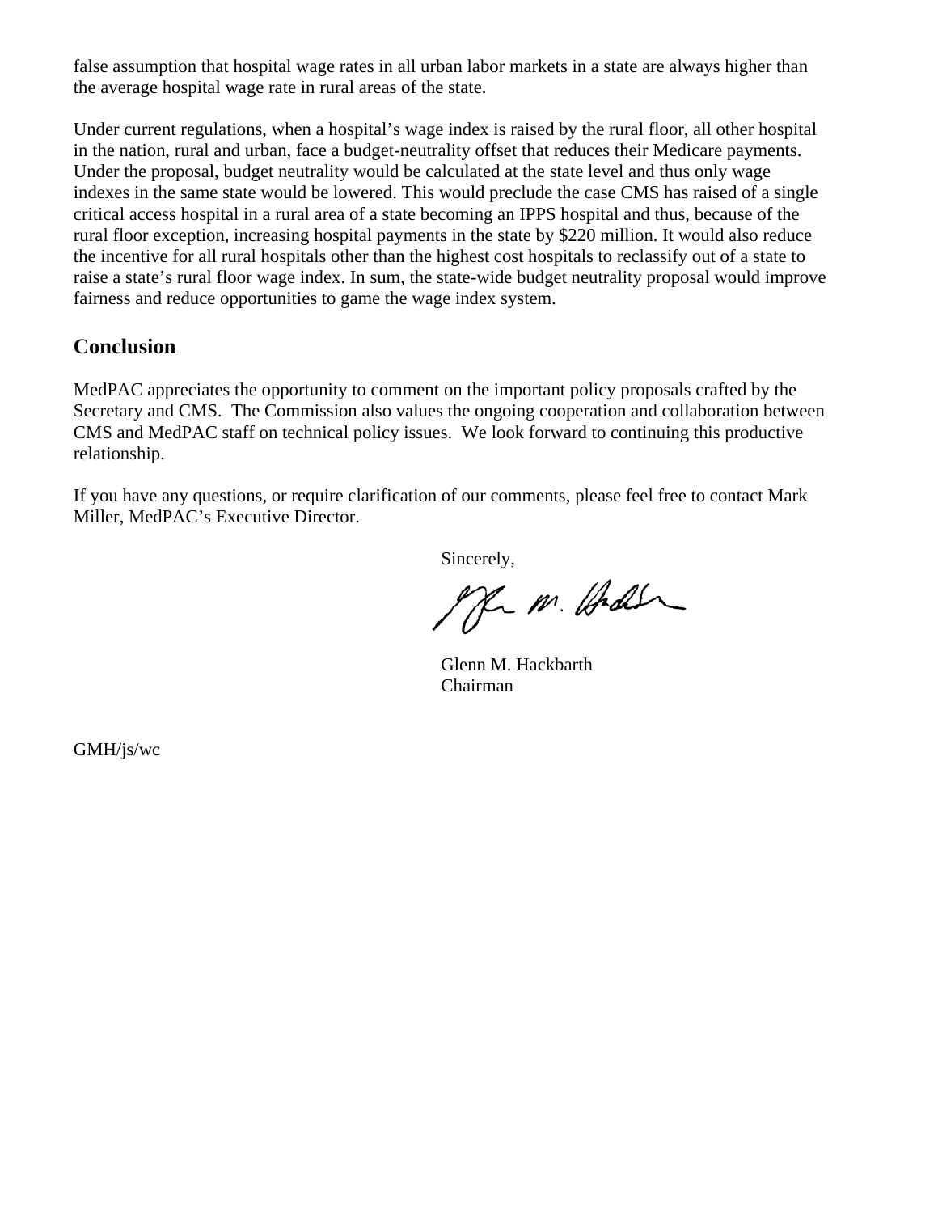false assumption that hospital wage rates in all urban labor markets in a state are always higher than the average hospital wage rate in rural areas of the state.

Under current regulations, when a hospital's wage index is raised by the rural floor, all other hospital in the nation, rural and urban, face a budget-neutrality offset that reduces their Medicare payments. Under the proposal, budget neutrality would be calculated at the state level and thus only wage indexes in the same state would be lowered. This would preclude the case CMS has raised of a single critical access hospital in a rural area of a state becoming an IPPS hospital and thus, because of the rural floor exception, increasing hospital payments in the state by $220 million. It would also reduce the incentive for all rural hospitals other than the highest cost hospitals to reclassify out of a state to raise a state's rural floor wage index. In sum, the state-wide budget neutrality proposal would improve fairness and reduce opportunities to game the wage index system.

## Conclusion

MedPAC appreciates the opportunity to comment on the important policy proposals crafted by the Secretary and CMS. The Commission also values the ongoing cooperation and collaboration between CMS and MedPAC staff on technical policy issues. We look forward to continuing this productive relationship.

If you have any questions, or require clarification of our comments, please feel free to contact Mark Miller, MedPAC's Executive Director.

Sincerely,

Glenn M. Hackbarth
Chairman

GMH/js/wc